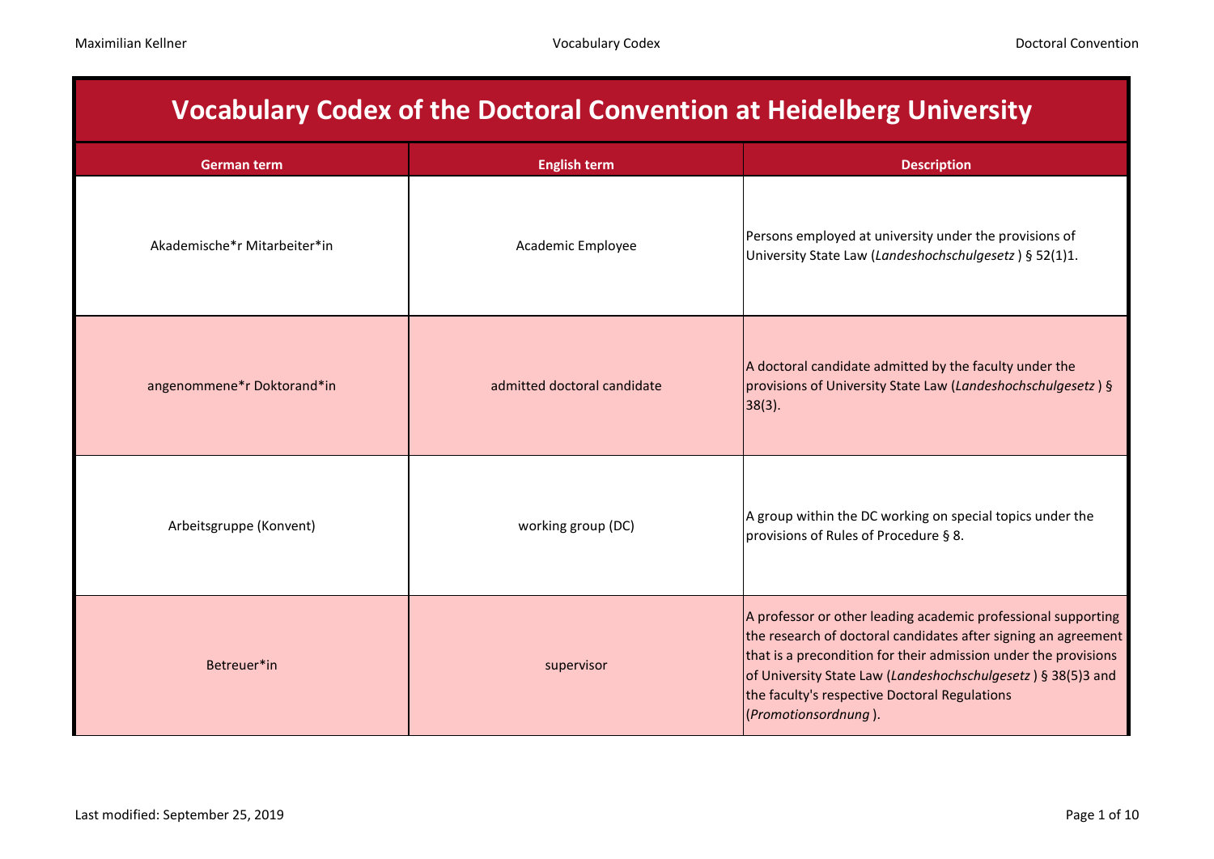# Vocabulary Codex of the Doctoral Convention at Heidelberg University

| German term | English term | Description |
|---|---|---|
| Akademische*r Mitarbeiter*in | Academic Employee | Persons employed at university under the provisions of University State Law (*Landeshochschulgesetz* ) § 52(1)1. |
| angenommene*r Doktorand*in | admitted doctoral candidate | A doctoral candidate admitted by the faculty under the provisions of University State Law (*Landeshochschulgesetz* ) § 38(3). |
| Arbeitsgruppe (Konvent) | working group (DC) | A group within the DC working on special topics under the provisions of Rules of Procedure § 8. |
| Betreuer*in | supervisor | A professor or other leading academic professional supporting the research of doctoral candidates after signing an agreement that is a precondition for their admission under the provisions of University State Law (*Landeshochschulgesetz* ) § 38(5)3 and the faculty's respective Doctoral Regulations (*Promotionsordnung* ). |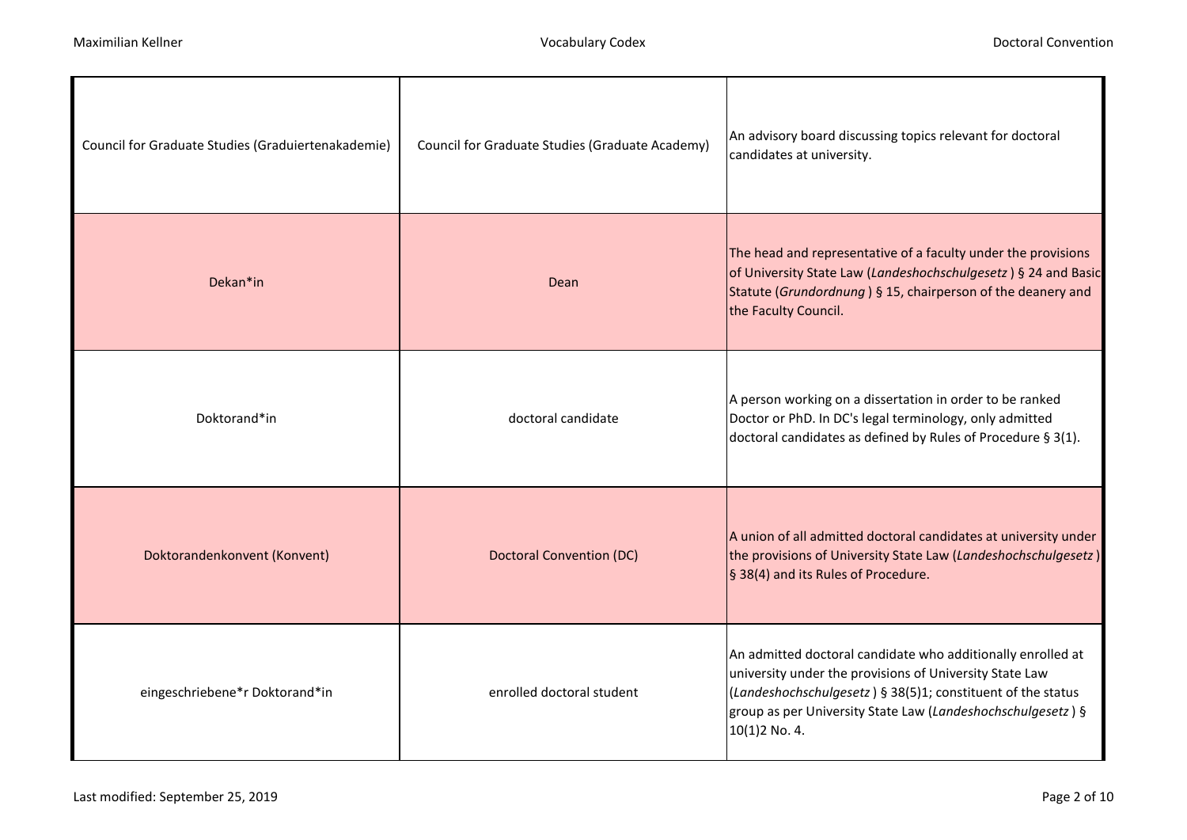| | | |
|---|---|---|
| Council for Graduate Studies (Graduiertenakademie) | Council for Graduate Studies (Graduate Academy) | An advisory board discussing topics relevant for doctoral candidates at university. |
| Dekan*in | Dean | The head and representative of a faculty under the provisions of University State Law (*Landeshochschulgesetz* ) § 24 and Basic Statute (*Grundordnung* ) § 15, chairperson of the deanery and the Faculty Council. |
| Doktorand*in | doctoral candidate | A person working on a dissertation in order to be ranked Doctor or PhD. In DC's legal terminology, only admitted doctoral candidates as defined by Rules of Procedure § 3(1). |
| Doktorandenkonvent (Konvent) | Doctoral Convention (DC) | A union of all admitted doctoral candidates at university under the provisions of University State Law (*Landeshochschulgesetz* ) § 38(4) and its Rules of Procedure. |
| eingeschriebene*r Doktorand*in | enrolled doctoral student | An admitted doctoral candidate who additionally enrolled at university under the provisions of University State Law (*Landeshochschulgesetz* ) § 38(5)1; constituent of the status group as per University State Law (*Landeshochschulgesetz* ) § 10(1)2 No. 4. |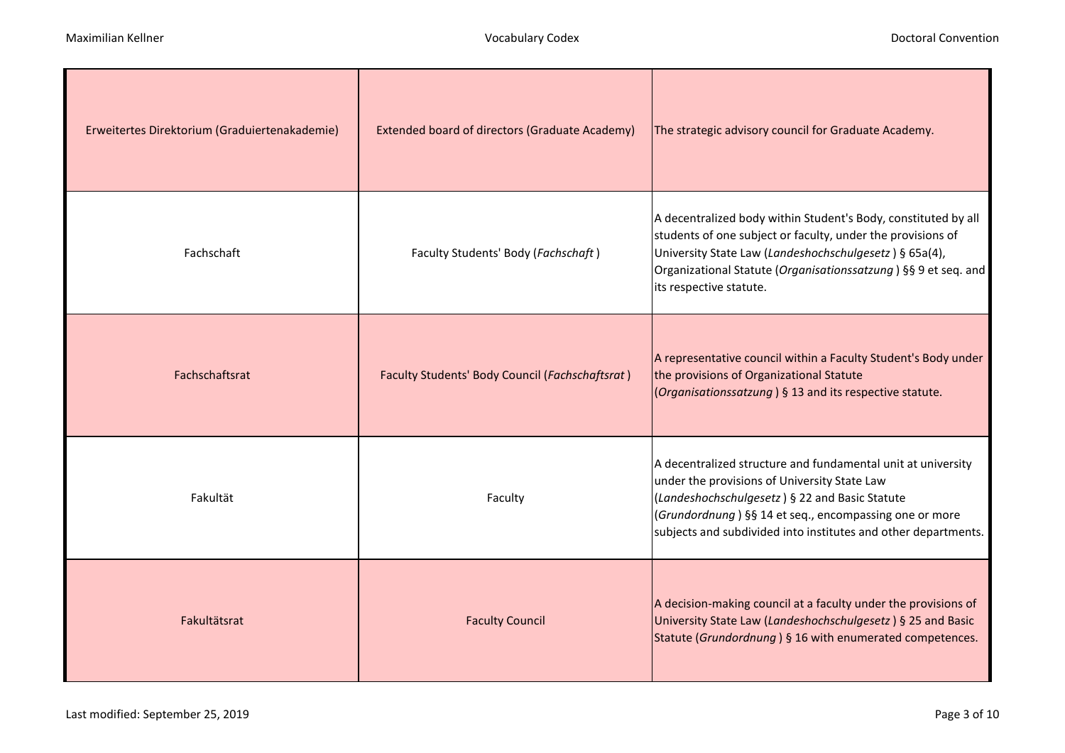| | | |
|---|---|---|
| Erweitertes Direktorium (Graduiertenakademie) | Extended board of directors (Graduate Academy) | The strategic advisory council for Graduate Academy. |
| Fachschaft | Faculty Students' Body (*Fachschaft*) | A decentralized body within Student's Body, constituted by all students of one subject or faculty, under the provisions of University State Law (*Landeshochschulgesetz*) § 65a(4), Organizational Statute (*Organisationssatzung*) §§ 9 et seq. and its respective statute. |
| Fachschaftsrat | Faculty Students' Body Council (*Fachschaftsrat*) | A representative council within a Faculty Student's Body under the provisions of Organizational Statute (*Organisationssatzung*) § 13 and its respective statute. |
| Fakultät | Faculty | A decentralized structure and fundamental unit at university under the provisions of University State Law (*Landeshochschulgesetz*) § 22 and Basic Statute (*Grundordnung*) §§ 14 et seq., encompassing one or more subjects and subdivided into institutes and other departments. |
| Fakultätsrat | Faculty Council | A decision-making council at a faculty under the provisions of University State Law (*Landeshochschulgesetz*) § 25 and Basic Statute (*Grundordnung*) § 16 with enumerated competences. |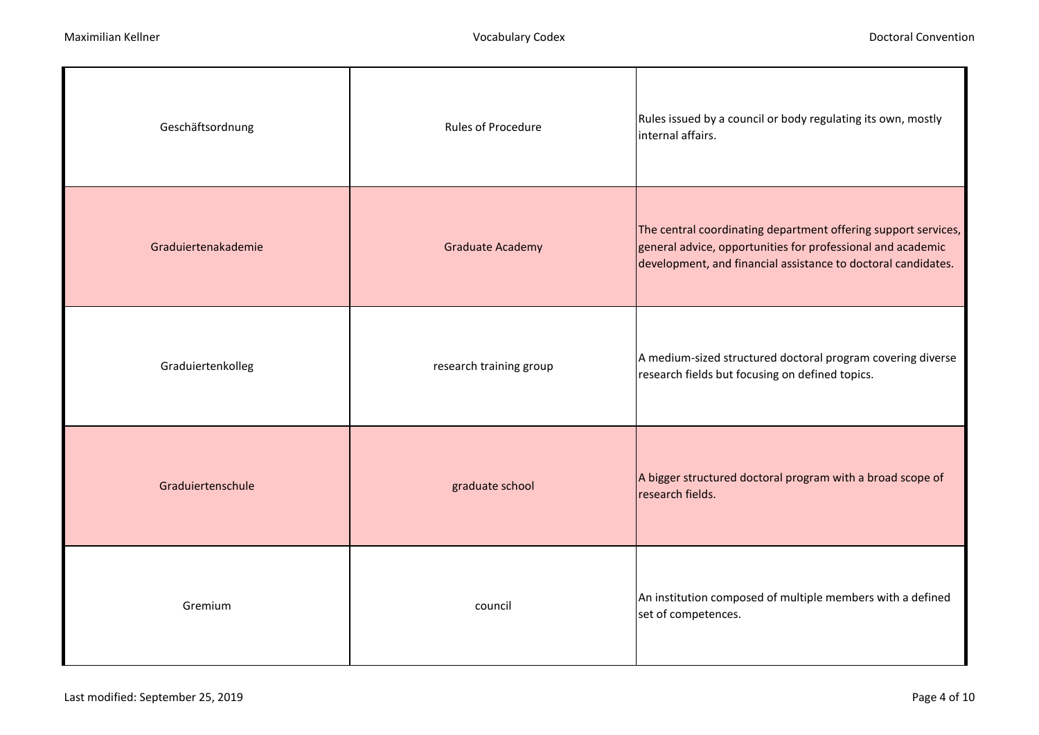| | | |
|---|---|---|
| Geschäftsordnung | Rules of Procedure | Rules issued by a council or body regulating its own, mostly internal affairs. |
| Graduiertenakademie | Graduate Academy | The central coordinating department offering support services, general advice, opportunities for professional and academic development, and financial assistance to doctoral candidates. |
| Graduiertenkolleg | research training group | A medium-sized structured doctoral program covering diverse research fields but focusing on defined topics. |
| Graduiertenschule | graduate school | A bigger structured doctoral program with a broad scope of research fields. |
| Gremium | council | An institution composed of multiple members with a defined set of competences. |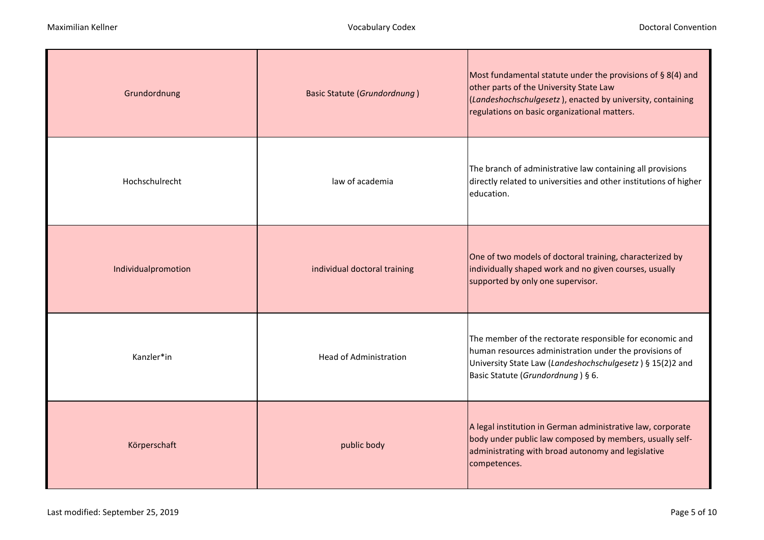| | | |
|---|---|---|
| Grundordnung | Basic Statute (*Grundordnung* ) | Most fundamental statute under the provisions of § 8(4) and other parts of the University State Law (*Landeshochschulgesetz* ), enacted by university, containing regulations on basic organizational matters. |
| Hochschulrecht | law of academia | The branch of administrative law containing all provisions directly related to universities and other institutions of higher education. |
| Individualpromotion | individual doctoral training | One of two models of doctoral training, characterized by individually shaped work and no given courses, usually supported by only one supervisor. |
| Kanzler*in | Head of Administration | The member of the rectorate responsible for economic and human resources administration under the provisions of University State Law (*Landeshochschulgesetz* ) § 15(2)2 and Basic Statute (*Grundordnung* ) § 6. |
| Körperschaft | public body | A legal institution in German administrative law, corporate body under public law composed by members, usually self-administrating with broad autonomy and legislative competences. |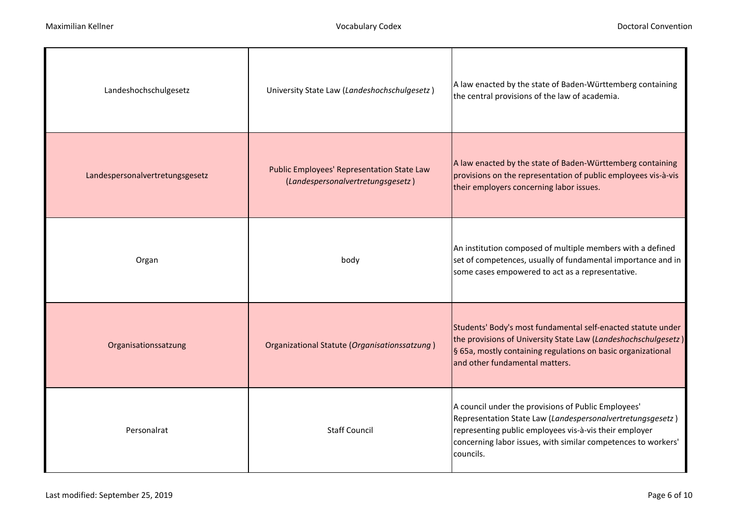| | | |
|---|---|---|
| Landeshochschulgesetz | University State Law (*Landeshochschulgesetz* ) | A law enacted by the state of Baden-Württemberg containing the central provisions of the law of academia. |
| Landespersonalvertretungsgesetz | Public Employees' Representation State Law (*Landespersonalvertretungsgesetz* ) | A law enacted by the state of Baden-Württemberg containing provisions on the representation of public employees vis-à-vis their employers concerning labor issues. |
| Organ | body | An institution composed of multiple members with a defined set of competences, usually of fundamental importance and in some cases empowered to act as a representative. |
| Organisationssatzung | Organizational Statute (*Organisationssatzung* ) | Students' Body's most fundamental self-enacted statute under the provisions of University State Law (*Landeshochschulgesetz* ) § 65a, mostly containing regulations on basic organizational and other fundamental matters. |
| Personalrat | Staff Council | A council under the provisions of Public Employees' Representation State Law (*Landespersonalvertretungsgesetz* ) representing public employees vis-à-vis their employer concerning labor issues, with similar competences to workers' councils. |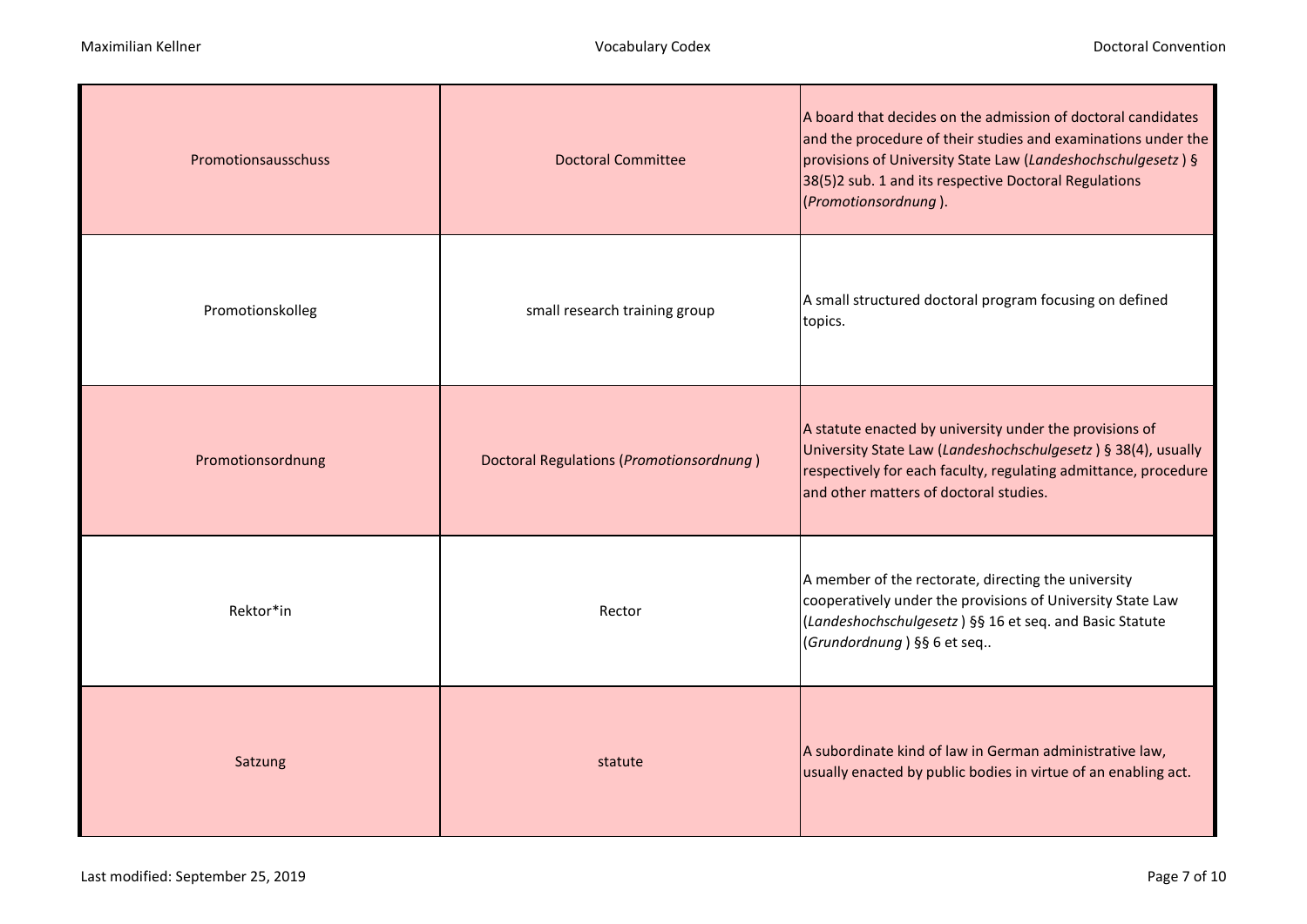| | | |
|---|---|---|
| Promotionsausschuss | Doctoral Committee | A board that decides on the admission of doctoral candidates and the procedure of their studies and examinations under the provisions of University State Law (*Landeshochschulgesetz* ) § 38(5)2 sub. 1 and its respective Doctoral Regulations (*Promotionsordnung* ). |
| Promotionskolleg | small research training group | A small structured doctoral program focusing on defined topics. |
| Promotionsordnung | Doctoral Regulations (*Promotionsordnung* ) | A statute enacted by university under the provisions of University State Law (*Landeshochschulgesetz* ) § 38(4), usually respectively for each faculty, regulating admittance, procedure and other matters of doctoral studies. |
| Rektor*in | Rector | A member of the rectorate, directing the university cooperatively under the provisions of University State Law (*Landeshochschulgesetz* ) §§ 16 et seq. and Basic Statute (*Grundordnung* ) §§ 6 et seq.. |
| Satzung | statute | A subordinate kind of law in German administrative law, usually enacted by public bodies in virtue of an enabling act. |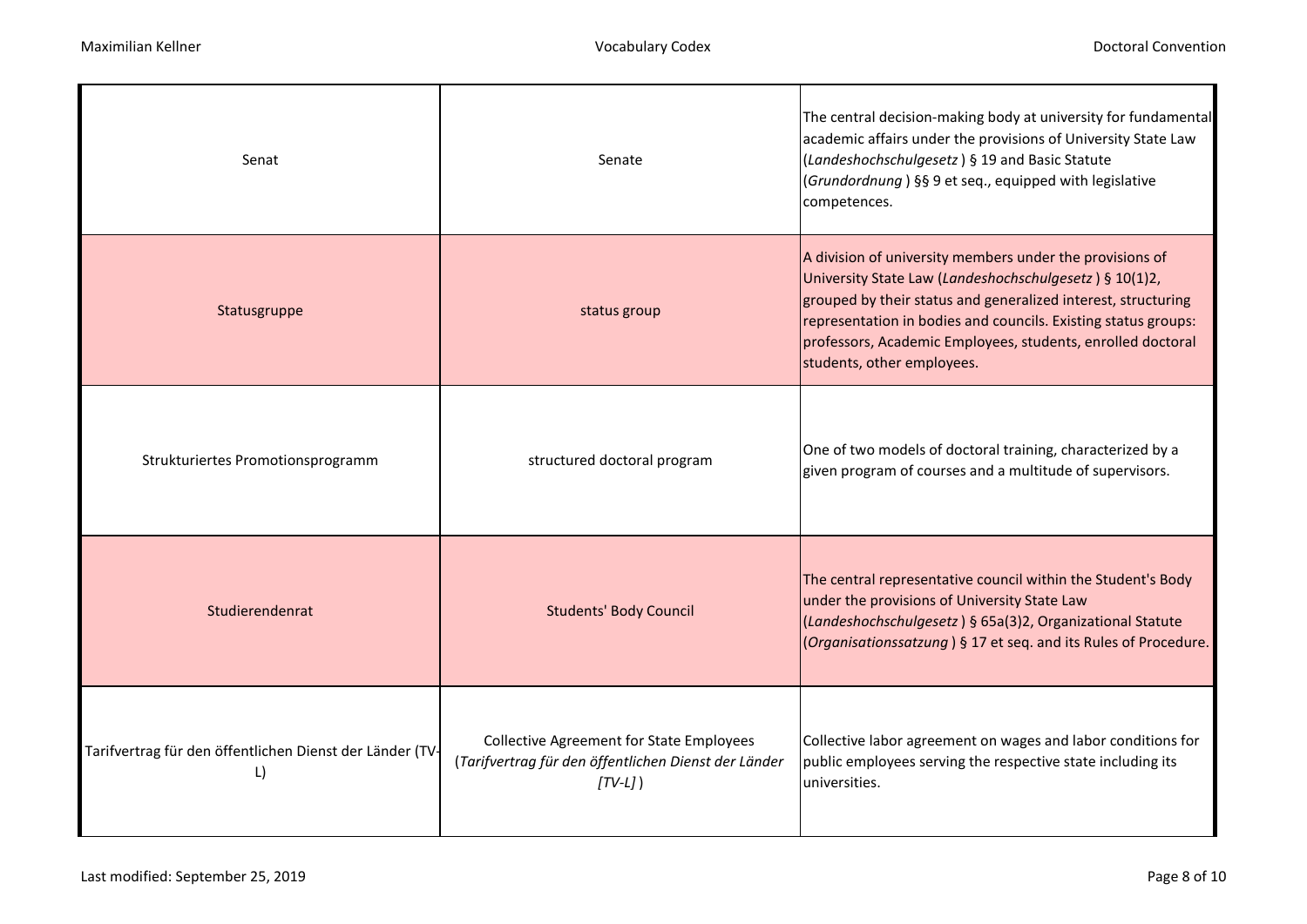| | | |
|---|---|---|
| Senat | Senate | The central decision-making body at university for fundamental academic affairs under the provisions of University State Law (*Landeshochschulgesetz* ) § 19 and Basic Statute (*Grundordnung* ) §§ 9 et seq., equipped with legislative competences. |
| Statusgruppe | status group | A division of university members under the provisions of University State Law (*Landeshochschulgesetz* ) § 10(1)2, grouped by their status and generalized interest, structuring representation in bodies and councils. Existing status groups: professors, Academic Employees, students, enrolled doctoral students, other employees. |
| Strukturiertes Promotionsprogramm | structured doctoral program | One of two models of doctoral training, characterized by a given program of courses and a multitude of supervisors. |
| Studierendenrat | Students' Body Council | The central representative council within the Student's Body under the provisions of University State Law (*Landeshochschulgesetz* ) § 65a(3)2, Organizational Statute (*Organisationssatzung* ) § 17 et seq. and its Rules of Procedure. |
| Tarifvertrag für den öffentlichen Dienst der Länder (TV-L) | Collective Agreement for State Employees (*Tarifvertrag für den öffentlichen Dienst der Länder [TV-L]* ) | Collective labor agreement on wages and labor conditions for public employees serving the respective state including its universities. |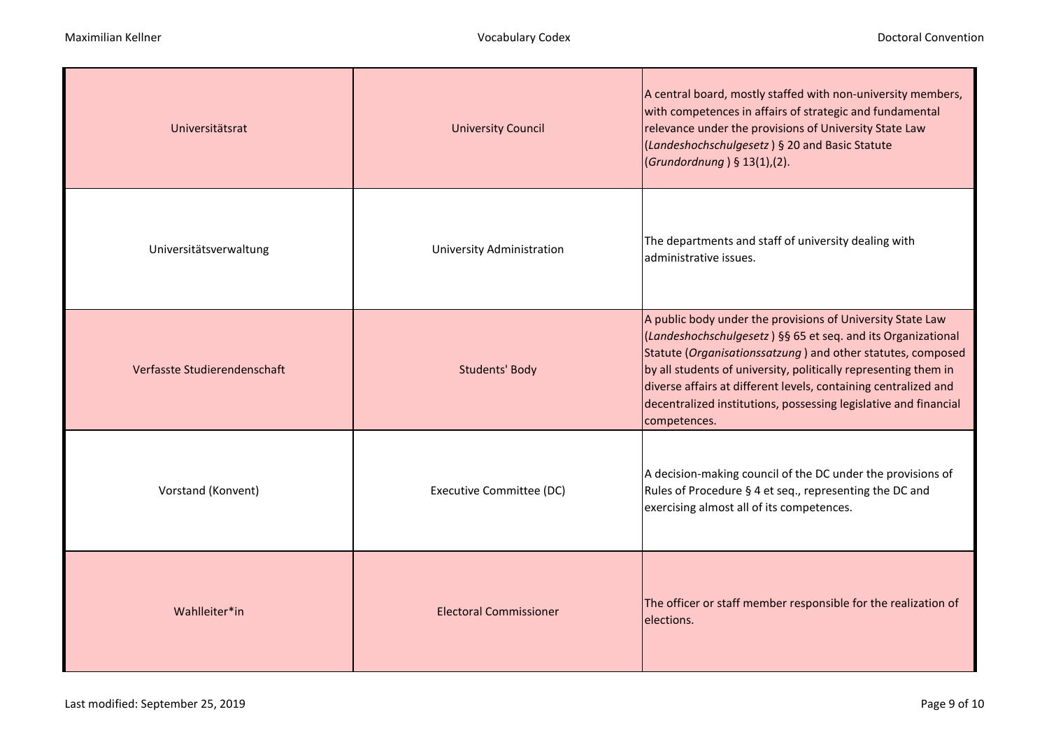| | | |
|---|---|---|
| Universitätsrat | University Council | A central board, mostly staffed with non-university members, with competences in affairs of strategic and fundamental relevance under the provisions of University State Law (*Landeshochschulgesetz* ) § 20 and Basic Statute (*Grundordnung* ) § 13(1),(2). |
| Universitätsverwaltung | University Administration | The departments and staff of university dealing with administrative issues. |
| Verfasste Studierendenschaft | Students' Body | A public body under the provisions of University State Law (*Landeshochschulgesetz* ) §§ 65 et seq. and its Organizational Statute (*Organisationssatzung* ) and other statutes, composed by all students of university, politically representing them in diverse affairs at different levels, containing centralized and decentralized institutions, possessing legislative and financial competences. |
| Vorstand (Konvent) | Executive Committee (DC) | A decision-making council of the DC under the provisions of Rules of Procedure § 4 et seq., representing the DC and exercising almost all of its competences. |
| Wahlleiter*in | Electoral Commissioner | The officer or staff member responsible for the realization of elections. |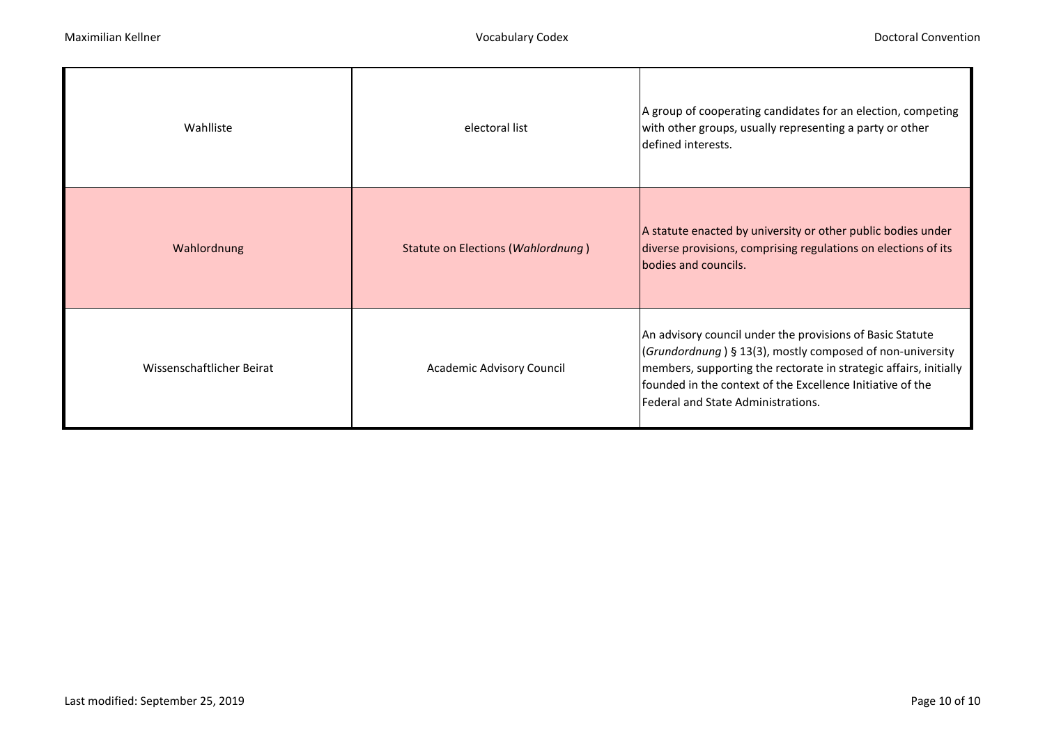| | | |
|---|---|---|
| Wahlliste | electoral list | A group of cooperating candidates for an election, competing with other groups, usually representing a party or other defined interests. |
| Wahlordnung | Statute on Elections (*Wahlordnung*) | A statute enacted by university or other public bodies under diverse provisions, comprising regulations on elections of its bodies and councils. |
| Wissenschaftlicher Beirat | Academic Advisory Council | An advisory council under the provisions of Basic Statute (*Grundordnung*) § 13(3), mostly composed of non-university members, supporting the rectorate in strategic affairs, initially founded in the context of the Excellence Initiative of the Federal and State Administrations. |